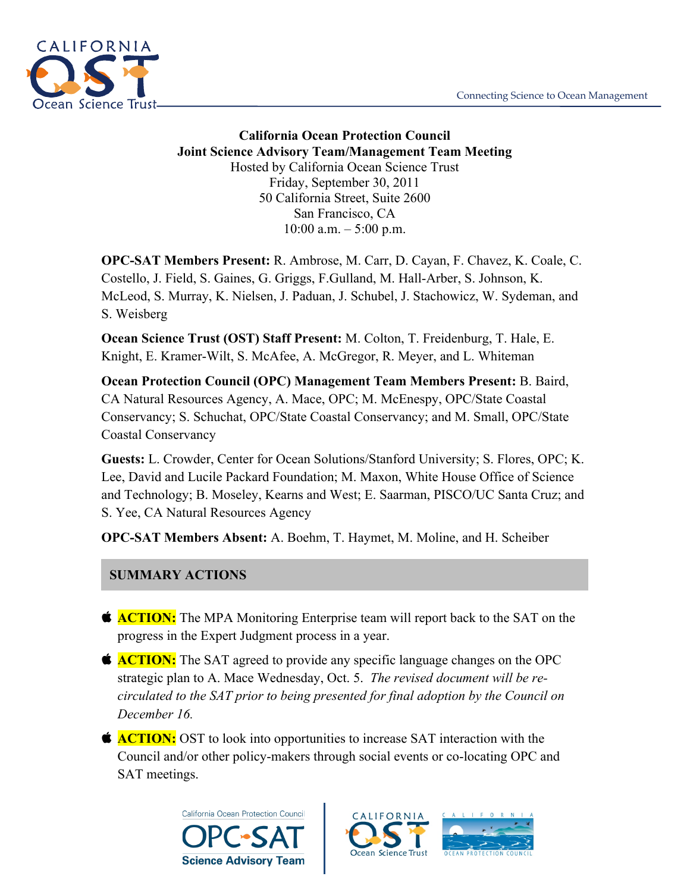**California Ocean Protection Council**
**Joint Science Advisory Team/Management Team Meeting**
Hosted by California Ocean Science Trust
Friday, September 30, 2011
50 California Street, Suite 2600
San Francisco, CA
10:00 a.m. – 5:00 p.m.

**OPC-SAT Members Present:** R. Ambrose, M. Carr, D. Cayan, F. Chavez, K. Coale, C. Costello, J. Field, S. Gaines, G. Griggs, F.Gulland, M. Hall-Arber, S. Johnson, K. McLeod, S. Murray, K. Nielsen, J. Paduan, J. Schubel, J. Stachowicz, W. Sydeman, and S. Weisberg

**Ocean Science Trust (OST) Staff Present:** M. Colton, T. Freidenburg, T. Hale, E. Knight, E. Kramer-Wilt, S. McAfee, A. McGregor, R. Meyer, and L. Whiteman

**Ocean Protection Council (OPC) Management Team Members Present:** B. Baird, CA Natural Resources Agency, A. Mace, OPC; M. McEnespy, OPC/State Coastal Conservancy; S. Schuchat, OPC/State Coastal Conservancy; and M. Small, OPC/State Coastal Conservancy

**Guests:** L. Crowder, Center for Ocean Solutions/Stanford University; S. Flores, OPC; K. Lee, David and Lucile Packard Foundation; M. Maxon, White House Office of Science and Technology; B. Moseley, Kearns and West; E. Saarman, PISCO/UC Santa Cruz; and S. Yee, CA Natural Resources Agency

**OPC-SAT Members Absent:** A. Boehm, T. Haymet, M. Moline, and H. Scheiber

## SUMMARY ACTIONS

- **ACTION:** The MPA Monitoring Enterprise team will report back to the SAT on the progress in the Expert Judgment process in a year.
- **ACTION:** The SAT agreed to provide any specific language changes on the OPC strategic plan to A. Mace Wednesday, Oct. 5. *The revised document will be re-circulated to the SAT prior to being presented for final adoption by the Council on December 16.*
- **ACTION:** OST to look into opportunities to increase SAT interaction with the Council and/or other policy-makers through social events or co-locating OPC and SAT meetings.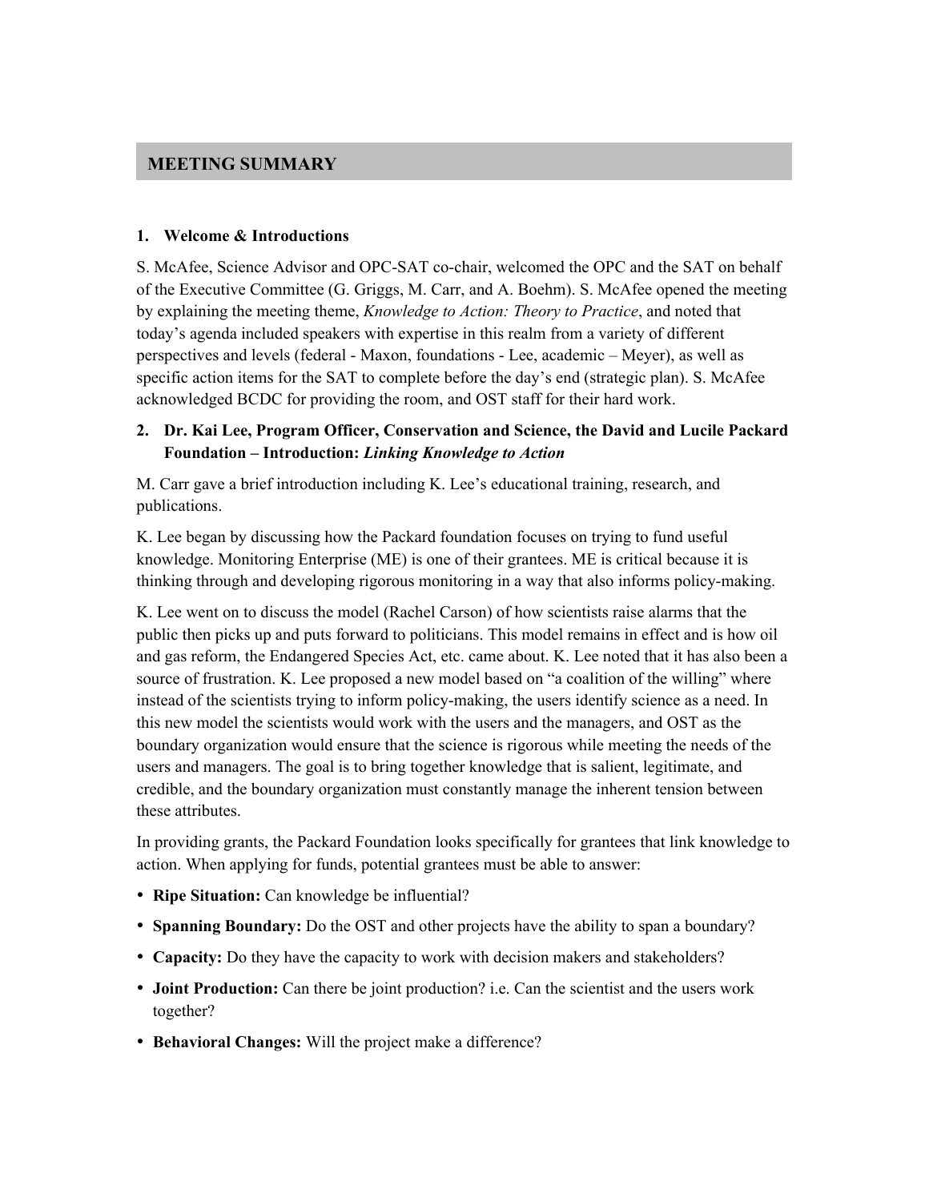## MEETING SUMMARY

**1. Welcome & Introductions**

S. McAfee, Science Advisor and OPC-SAT co-chair, welcomed the OPC and the SAT on behalf of the Executive Committee (G. Griggs, M. Carr, and A. Boehm). S. McAfee opened the meeting by explaining the meeting theme, *Knowledge to Action: Theory to Practice*, and noted that today's agenda included speakers with expertise in this realm from a variety of different perspectives and levels (federal - Maxon, foundations - Lee, academic – Meyer), as well as specific action items for the SAT to complete before the day's end (strategic plan). S. McAfee acknowledged BCDC for providing the room, and OST staff for their hard work.

**2. Dr. Kai Lee, Program Officer, Conservation and Science, the David and Lucile Packard Foundation – Introduction: *Linking Knowledge to Action***

M. Carr gave a brief introduction including K. Lee's educational training, research, and publications.

K. Lee began by discussing how the Packard foundation focuses on trying to fund useful knowledge. Monitoring Enterprise (ME) is one of their grantees. ME is critical because it is thinking through and developing rigorous monitoring in a way that also informs policy-making.

K. Lee went on to discuss the model (Rachel Carson) of how scientists raise alarms that the public then picks up and puts forward to politicians. This model remains in effect and is how oil and gas reform, the Endangered Species Act, etc. came about. K. Lee noted that it has also been a source of frustration. K. Lee proposed a new model based on "a coalition of the willing" where instead of the scientists trying to inform policy-making, the users identify science as a need. In this new model the scientists would work with the users and the managers, and OST as the boundary organization would ensure that the science is rigorous while meeting the needs of the users and managers. The goal is to bring together knowledge that is salient, legitimate, and credible, and the boundary organization must constantly manage the inherent tension between these attributes.

In providing grants, the Packard Foundation looks specifically for grantees that link knowledge to action. When applying for funds, potential grantees must be able to answer:

- **Ripe Situation:** Can knowledge be influential?
- **Spanning Boundary:** Do the OST and other projects have the ability to span a boundary?
- **Capacity:** Do they have the capacity to work with decision makers and stakeholders?
- **Joint Production:** Can there be joint production? i.e. Can the scientist and the users work together?
- **Behavioral Changes:** Will the project make a difference?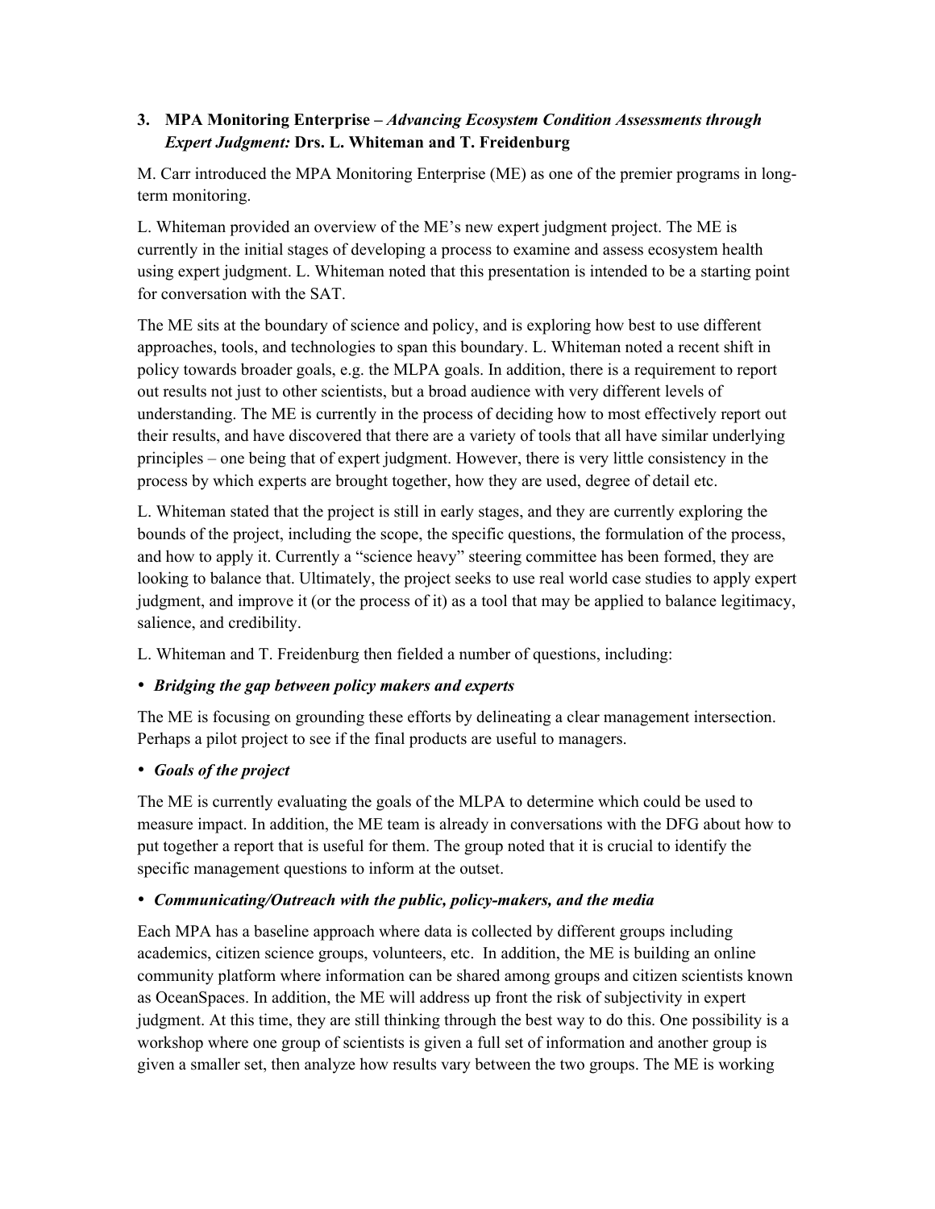### 3. MPA Monitoring Enterprise – *Advancing Ecosystem Condition Assessments through Expert Judgment:* Drs. L. Whiteman and T. Freidenburg

M. Carr introduced the MPA Monitoring Enterprise (ME) as one of the premier programs in long-term monitoring.

L. Whiteman provided an overview of the ME's new expert judgment project. The ME is currently in the initial stages of developing a process to examine and assess ecosystem health using expert judgment. L. Whiteman noted that this presentation is intended to be a starting point for conversation with the SAT.

The ME sits at the boundary of science and policy, and is exploring how best to use different approaches, tools, and technologies to span this boundary. L. Whiteman noted a recent shift in policy towards broader goals, e.g. the MLPA goals. In addition, there is a requirement to report out results not just to other scientists, but a broad audience with very different levels of understanding. The ME is currently in the process of deciding how to most effectively report out their results, and have discovered that there are a variety of tools that all have similar underlying principles – one being that of expert judgment. However, there is very little consistency in the process by which experts are brought together, how they are used, degree of detail etc.

L. Whiteman stated that the project is still in early stages, and they are currently exploring the bounds of the project, including the scope, the specific questions, the formulation of the process, and how to apply it. Currently a "science heavy" steering committee has been formed, they are looking to balance that. Ultimately, the project seeks to use real world case studies to apply expert judgment, and improve it (or the process of it) as a tool that may be applied to balance legitimacy, salience, and credibility.

L. Whiteman and T. Freidenburg then fielded a number of questions, including:

- ***Bridging the gap between policy makers and experts***

The ME is focusing on grounding these efforts by delineating a clear management intersection. Perhaps a pilot project to see if the final products are useful to managers.

- ***Goals of the project***

The ME is currently evaluating the goals of the MLPA to determine which could be used to measure impact. In addition, the ME team is already in conversations with the DFG about how to put together a report that is useful for them. The group noted that it is crucial to identify the specific management questions to inform at the outset.

- ***Communicating/Outreach with the public, policy-makers, and the media***

Each MPA has a baseline approach where data is collected by different groups including academics, citizen science groups, volunteers, etc. In addition, the ME is building an online community platform where information can be shared among groups and citizen scientists known as OceanSpaces. In addition, the ME will address up front the risk of subjectivity in expert judgment. At this time, they are still thinking through the best way to do this. One possibility is a workshop where one group of scientists is given a full set of information and another group is given a smaller set, then analyze how results vary between the two groups. The ME is working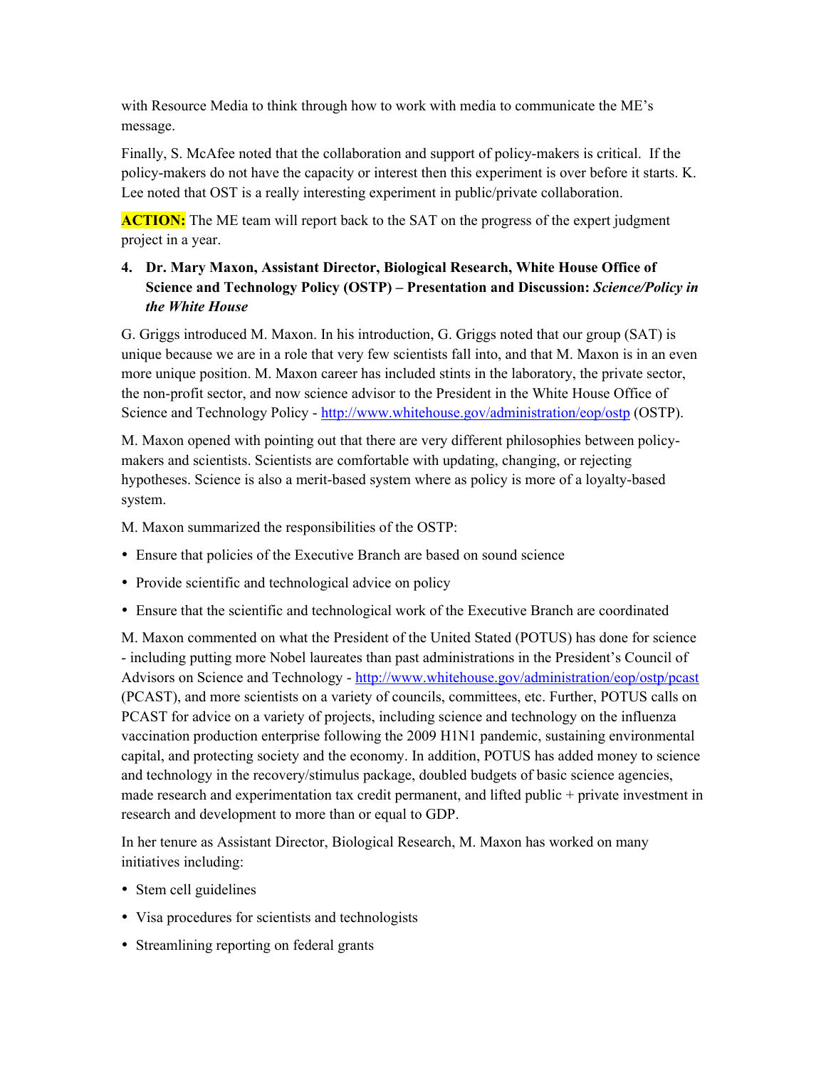with Resource Media to think through how to work with media to communicate the ME's message.

Finally, S. McAfee noted that the collaboration and support of policy-makers is critical. If the policy-makers do not have the capacity or interest then this experiment is over before it starts. K. Lee noted that OST is a really interesting experiment in public/private collaboration.

**ACTION:** The ME team will report back to the SAT on the progress of the expert judgment project in a year.

4. **Dr. Mary Maxon, Assistant Director, Biological Research, White House Office of Science and Technology Policy (OSTP) – Presentation and Discussion: *Science/Policy in the White House***

G. Griggs introduced M. Maxon. In his introduction, G. Griggs noted that our group (SAT) is unique because we are in a role that very few scientists fall into, and that M. Maxon is in an even more unique position. M. Maxon career has included stints in the laboratory, the private sector, the non-profit sector, and now science advisor to the President in the White House Office of Science and Technology Policy - http://www.whitehouse.gov/administration/eop/ostp (OSTP).

M. Maxon opened with pointing out that there are very different philosophies between policy-makers and scientists. Scientists are comfortable with updating, changing, or rejecting hypotheses. Science is also a merit-based system where as policy is more of a loyalty-based system.

M. Maxon summarized the responsibilities of the OSTP:

- Ensure that policies of the Executive Branch are based on sound science
- Provide scientific and technological advice on policy
- Ensure that the scientific and technological work of the Executive Branch are coordinated

M. Maxon commented on what the President of the United Stated (POTUS) has done for science - including putting more Nobel laureates than past administrations in the President's Council of Advisors on Science and Technology - http://www.whitehouse.gov/administration/eop/ostp/pcast (PCAST), and more scientists on a variety of councils, committees, etc. Further, POTUS calls on PCAST for advice on a variety of projects, including science and technology on the influenza vaccination production enterprise following the 2009 H1N1 pandemic, sustaining environmental capital, and protecting society and the economy. In addition, POTUS has added money to science and technology in the recovery/stimulus package, doubled budgets of basic science agencies, made research and experimentation tax credit permanent, and lifted public + private investment in research and development to more than or equal to GDP.

In her tenure as Assistant Director, Biological Research, M. Maxon has worked on many initiatives including:

- Stem cell guidelines
- Visa procedures for scientists and technologists
- Streamlining reporting on federal grants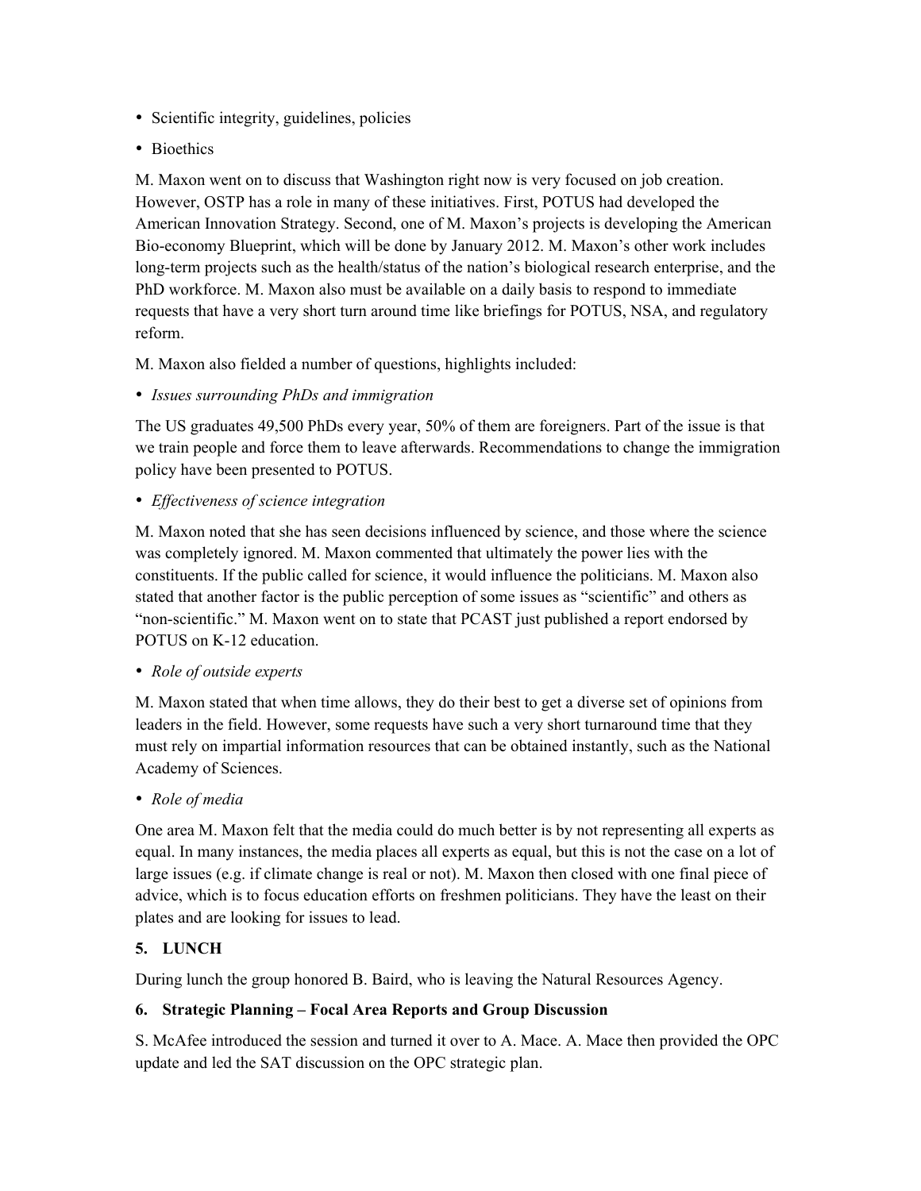- Scientific integrity, guidelines, policies
- Bioethics

M. Maxon went on to discuss that Washington right now is very focused on job creation. However, OSTP has a role in many of these initiatives. First, POTUS had developed the American Innovation Strategy. Second, one of M. Maxon's projects is developing the American Bio-economy Blueprint, which will be done by January 2012. M. Maxon's other work includes long-term projects such as the health/status of the nation's biological research enterprise, and the PhD workforce. M. Maxon also must be available on a daily basis to respond to immediate requests that have a very short turn around time like briefings for POTUS, NSA, and regulatory reform.

M. Maxon also fielded a number of questions, highlights included:

- *Issues surrounding PhDs and immigration*

The US graduates 49,500 PhDs every year, 50% of them are foreigners. Part of the issue is that we train people and force them to leave afterwards. Recommendations to change the immigration policy have been presented to POTUS.

- *Effectiveness of science integration*

M. Maxon noted that she has seen decisions influenced by science, and those where the science was completely ignored. M. Maxon commented that ultimately the power lies with the constituents. If the public called for science, it would influence the politicians. M. Maxon also stated that another factor is the public perception of some issues as "scientific" and others as "non-scientific." M. Maxon went on to state that PCAST just published a report endorsed by POTUS on K-12 education.

- *Role of outside experts*

M. Maxon stated that when time allows, they do their best to get a diverse set of opinions from leaders in the field. However, some requests have such a very short turnaround time that they must rely on impartial information resources that can be obtained instantly, such as the National Academy of Sciences.

- *Role of media*

One area M. Maxon felt that the media could do much better is by not representing all experts as equal. In many instances, the media places all experts as equal, but this is not the case on a lot of large issues (e.g. if climate change is real or not). M. Maxon then closed with one final piece of advice, which is to focus education efforts on freshmen politicians. They have the least on their plates and are looking for issues to lead.

**5. LUNCH**

During lunch the group honored B. Baird, who is leaving the Natural Resources Agency.

**6. Strategic Planning – Focal Area Reports and Group Discussion**

S. McAfee introduced the session and turned it over to A. Mace. A. Mace then provided the OPC update and led the SAT discussion on the OPC strategic plan.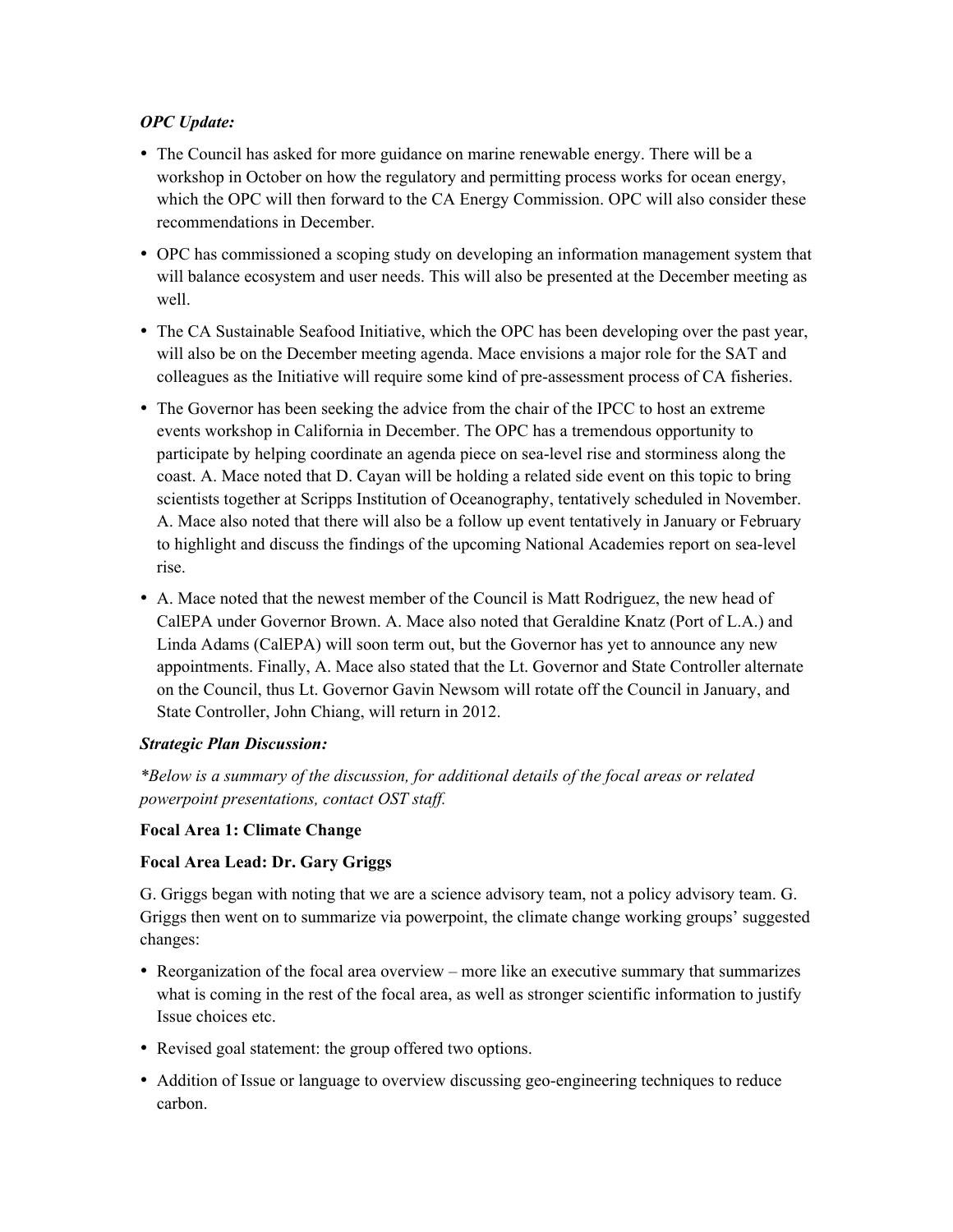***OPC Update:***

- The Council has asked for more guidance on marine renewable energy. There will be a workshop in October on how the regulatory and permitting process works for ocean energy, which the OPC will then forward to the CA Energy Commission. OPC will also consider these recommendations in December.
- OPC has commissioned a scoping study on developing an information management system that will balance ecosystem and user needs. This will also be presented at the December meeting as well.
- The CA Sustainable Seafood Initiative, which the OPC has been developing over the past year, will also be on the December meeting agenda. Mace envisions a major role for the SAT and colleagues as the Initiative will require some kind of pre-assessment process of CA fisheries.
- The Governor has been seeking the advice from the chair of the IPCC to host an extreme events workshop in California in December. The OPC has a tremendous opportunity to participate by helping coordinate an agenda piece on sea-level rise and storminess along the coast. A. Mace noted that D. Cayan will be holding a related side event on this topic to bring scientists together at Scripps Institution of Oceanography, tentatively scheduled in November. A. Mace also noted that there will also be a follow up event tentatively in January or February to highlight and discuss the findings of the upcoming National Academies report on sea-level rise.
- A. Mace noted that the newest member of the Council is Matt Rodriguez, the new head of CalEPA under Governor Brown. A. Mace also noted that Geraldine Knatz (Port of L.A.) and Linda Adams (CalEPA) will soon term out, but the Governor has yet to announce any new appointments. Finally, A. Mace also stated that the Lt. Governor and State Controller alternate on the Council, thus Lt. Governor Gavin Newsom will rotate off the Council in January, and State Controller, John Chiang, will return in 2012.

***Strategic Plan Discussion:***

*\*Below is a summary of the discussion, for additional details of the focal areas or related powerpoint presentations, contact OST staff.*

**Focal Area 1: Climate Change**

**Focal Area Lead: Dr. Gary Griggs**

G. Griggs began with noting that we are a science advisory team, not a policy advisory team. G. Griggs then went on to summarize via powerpoint, the climate change working groups' suggested changes:

- Reorganization of the focal area overview – more like an executive summary that summarizes what is coming in the rest of the focal area, as well as stronger scientific information to justify Issue choices etc.
- Revised goal statement: the group offered two options.
- Addition of Issue or language to overview discussing geo-engineering techniques to reduce carbon.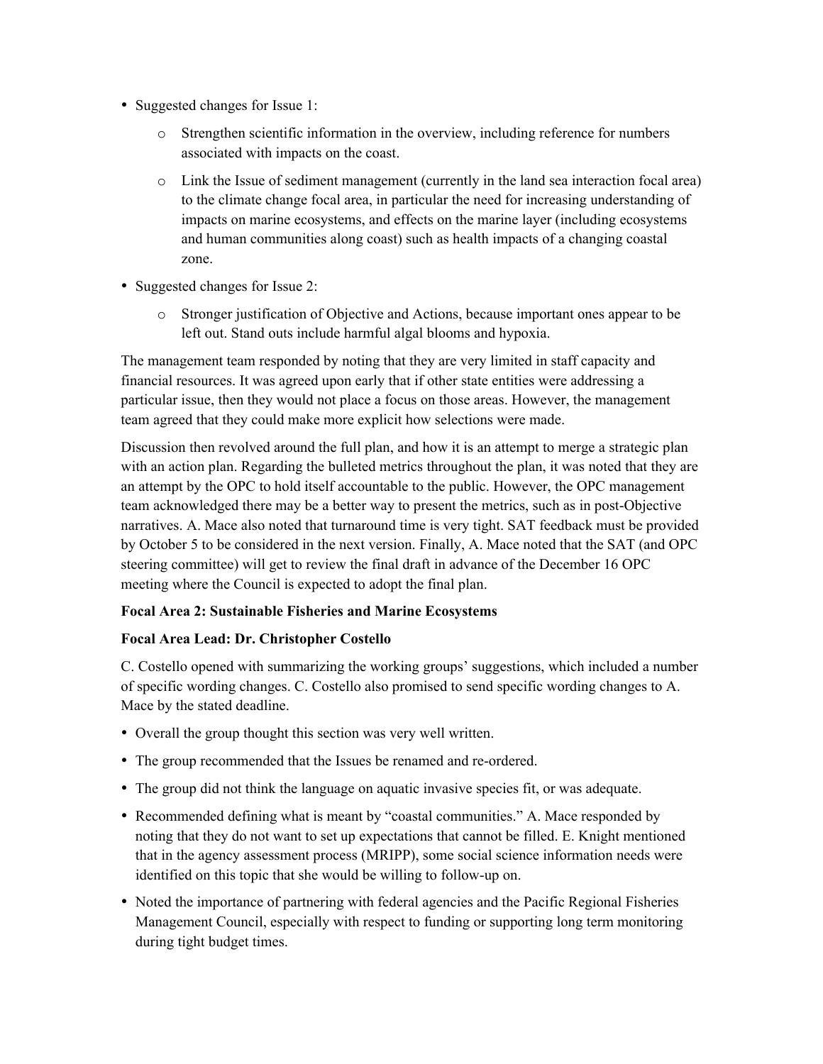- Suggested changes for Issue 1:
  - Strengthen scientific information in the overview, including reference for numbers associated with impacts on the coast.
  - Link the Issue of sediment management (currently in the land sea interaction focal area) to the climate change focal area, in particular the need for increasing understanding of impacts on marine ecosystems, and effects on the marine layer (including ecosystems and human communities along coast) such as health impacts of a changing coastal zone.
- Suggested changes for Issue 2:
  - Stronger justification of Objective and Actions, because important ones appear to be left out. Stand outs include harmful algal blooms and hypoxia.

The management team responded by noting that they are very limited in staff capacity and financial resources. It was agreed upon early that if other state entities were addressing a particular issue, then they would not place a focus on those areas. However, the management team agreed that they could make more explicit how selections were made.

Discussion then revolved around the full plan, and how it is an attempt to merge a strategic plan with an action plan. Regarding the bulleted metrics throughout the plan, it was noted that they are an attempt by the OPC to hold itself accountable to the public. However, the OPC management team acknowledged there may be a better way to present the metrics, such as in post-Objective narratives. A. Mace also noted that turnaround time is very tight. SAT feedback must be provided by October 5 to be considered in the next version. Finally, A. Mace noted that the SAT (and OPC steering committee) will get to review the final draft in advance of the December 16 OPC meeting where the Council is expected to adopt the final plan.

**Focal Area 2: Sustainable Fisheries and Marine Ecosystems**

**Focal Area Lead: Dr. Christopher Costello**

C. Costello opened with summarizing the working groups' suggestions, which included a number of specific wording changes. C. Costello also promised to send specific wording changes to A. Mace by the stated deadline.

- Overall the group thought this section was very well written.
- The group recommended that the Issues be renamed and re-ordered.
- The group did not think the language on aquatic invasive species fit, or was adequate.
- Recommended defining what is meant by "coastal communities." A. Mace responded by noting that they do not want to set up expectations that cannot be filled. E. Knight mentioned that in the agency assessment process (MRIPP), some social science information needs were identified on this topic that she would be willing to follow-up on.
- Noted the importance of partnering with federal agencies and the Pacific Regional Fisheries Management Council, especially with respect to funding or supporting long term monitoring during tight budget times.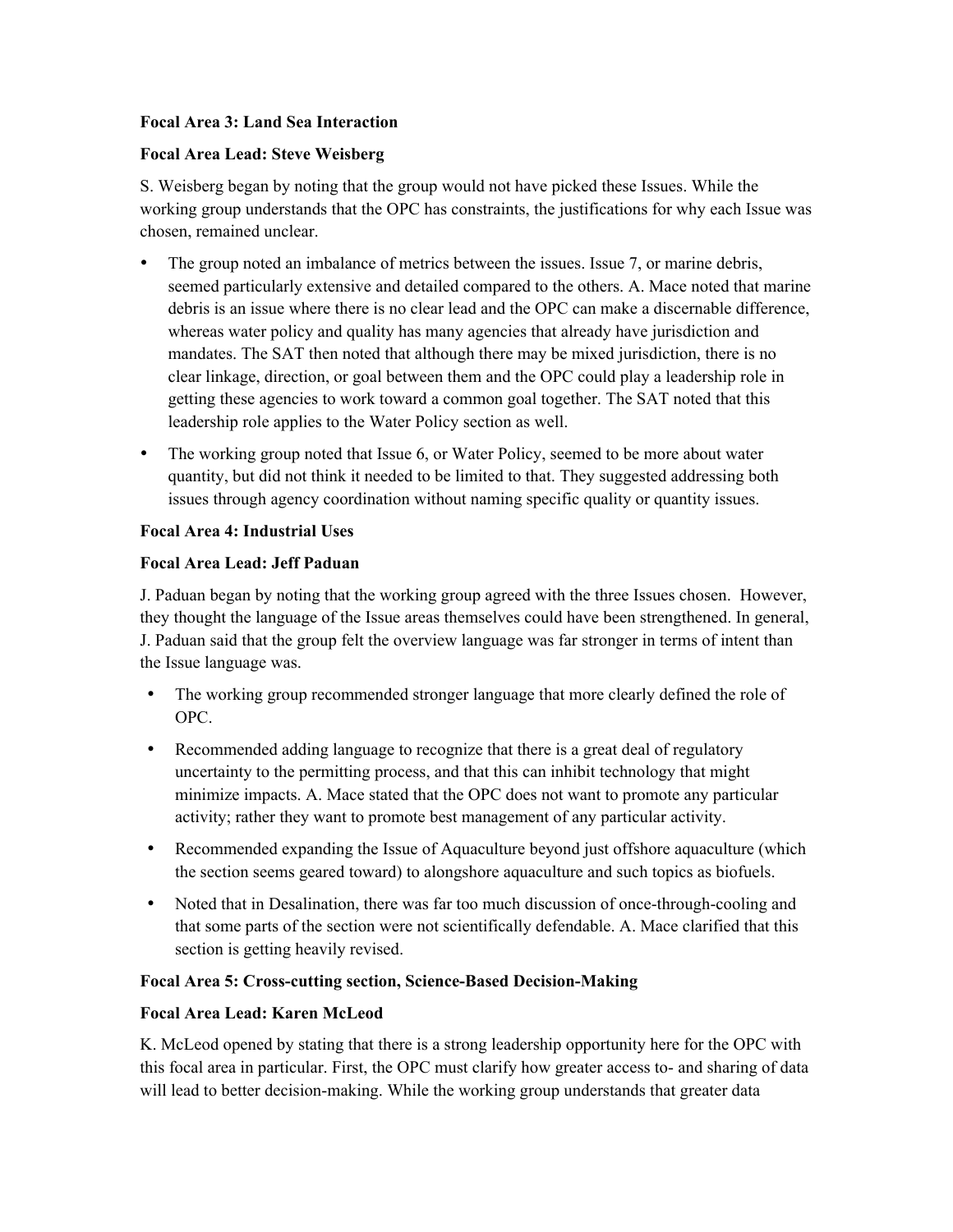**Focal Area 3: Land Sea Interaction**

**Focal Area Lead: Steve Weisberg**

S. Weisberg began by noting that the group would not have picked these Issues. While the working group understands that the OPC has constraints, the justifications for why each Issue was chosen, remained unclear.

- The group noted an imbalance of metrics between the issues. Issue 7, or marine debris, seemed particularly extensive and detailed compared to the others. A. Mace noted that marine debris is an issue where there is no clear lead and the OPC can make a discernable difference, whereas water policy and quality has many agencies that already have jurisdiction and mandates. The SAT then noted that although there may be mixed jurisdiction, there is no clear linkage, direction, or goal between them and the OPC could play a leadership role in getting these agencies to work toward a common goal together. The SAT noted that this leadership role applies to the Water Policy section as well.
- The working group noted that Issue 6, or Water Policy, seemed to be more about water quantity, but did not think it needed to be limited to that. They suggested addressing both issues through agency coordination without naming specific quality or quantity issues.

**Focal Area 4: Industrial Uses**

**Focal Area Lead: Jeff Paduan**

J. Paduan began by noting that the working group agreed with the three Issues chosen. However, they thought the language of the Issue areas themselves could have been strengthened. In general, J. Paduan said that the group felt the overview language was far stronger in terms of intent than the Issue language was.

- The working group recommended stronger language that more clearly defined the role of OPC.
- Recommended adding language to recognize that there is a great deal of regulatory uncertainty to the permitting process, and that this can inhibit technology that might minimize impacts. A. Mace stated that the OPC does not want to promote any particular activity; rather they want to promote best management of any particular activity.
- Recommended expanding the Issue of Aquaculture beyond just offshore aquaculture (which the section seems geared toward) to alongshore aquaculture and such topics as biofuels.
- Noted that in Desalination, there was far too much discussion of once-through-cooling and that some parts of the section were not scientifically defendable. A. Mace clarified that this section is getting heavily revised.

**Focal Area 5: Cross-cutting section, Science-Based Decision-Making**

**Focal Area Lead: Karen McLeod**

K. McLeod opened by stating that there is a strong leadership opportunity here for the OPC with this focal area in particular. First, the OPC must clarify how greater access to- and sharing of data will lead to better decision-making. While the working group understands that greater data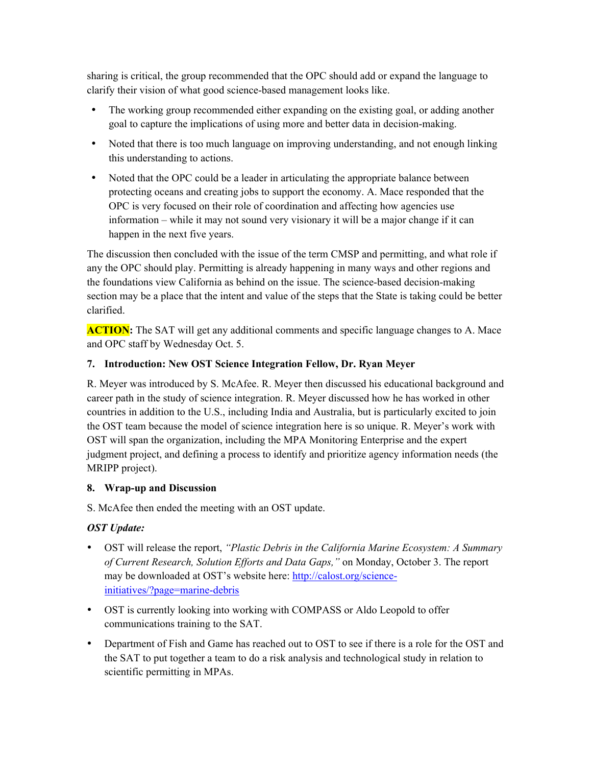sharing is critical, the group recommended that the OPC should add or expand the language to clarify their vision of what good science-based management looks like.

- The working group recommended either expanding on the existing goal, or adding another goal to capture the implications of using more and better data in decision-making.
- Noted that there is too much language on improving understanding, and not enough linking this understanding to actions.
- Noted that the OPC could be a leader in articulating the appropriate balance between protecting oceans and creating jobs to support the economy. A. Mace responded that the OPC is very focused on their role of coordination and affecting how agencies use information – while it may not sound very visionary it will be a major change if it can happen in the next five years.

The discussion then concluded with the issue of the term CMSP and permitting, and what role if any the OPC should play. Permitting is already happening in many ways and other regions and the foundations view California as behind on the issue. The science-based decision-making section may be a place that the intent and value of the steps that the State is taking could be better clarified.

**ACTION:** The SAT will get any additional comments and specific language changes to A. Mace and OPC staff by Wednesday Oct. 5.

**7. Introduction: New OST Science Integration Fellow, Dr. Ryan Meyer**

R. Meyer was introduced by S. McAfee. R. Meyer then discussed his educational background and career path in the study of science integration. R. Meyer discussed how he has worked in other countries in addition to the U.S., including India and Australia, but is particularly excited to join the OST team because the model of science integration here is so unique. R. Meyer's work with OST will span the organization, including the MPA Monitoring Enterprise and the expert judgment project, and defining a process to identify and prioritize agency information needs (the MRIPP project).

**8. Wrap-up and Discussion**

S. McAfee then ended the meeting with an OST update.

***OST Update:***

- OST will release the report, *"Plastic Debris in the California Marine Ecosystem: A Summary of Current Research, Solution Efforts and Data Gaps,"* on Monday, October 3. The report may be downloaded at OST's website here: [http://calost.org/science-initiatives/?page=marine-debris](http://calost.org/science-initiatives/?page=marine-debris)
- OST is currently looking into working with COMPASS or Aldo Leopold to offer communications training to the SAT.
- Department of Fish and Game has reached out to OST to see if there is a role for the OST and the SAT to put together a team to do a risk analysis and technological study in relation to scientific permitting in MPAs.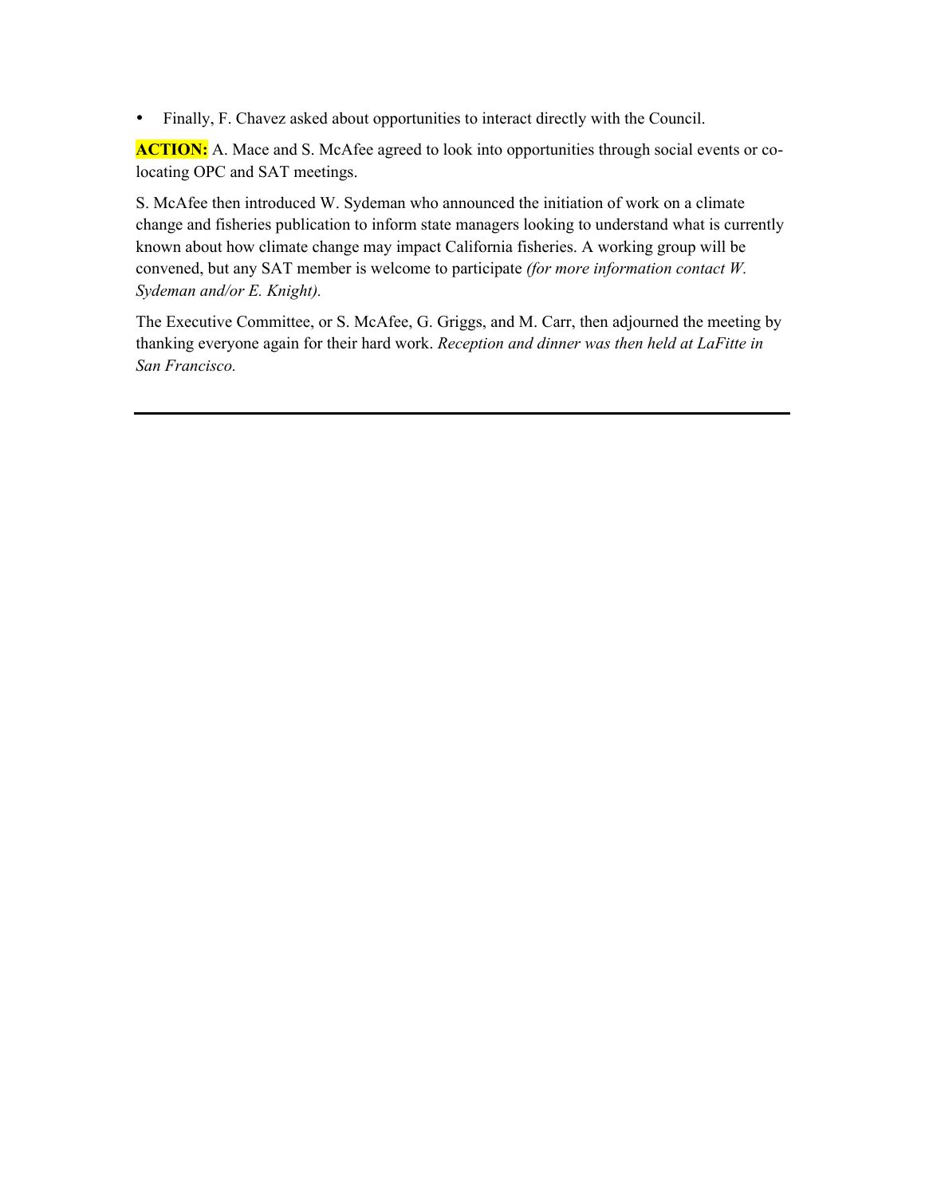- Finally, F. Chavez asked about opportunities to interact directly with the Council.

**ACTION:** A. Mace and S. McAfee agreed to look into opportunities through social events or co-locating OPC and SAT meetings.

S. McAfee then introduced W. Sydeman who announced the initiation of work on a climate change and fisheries publication to inform state managers looking to understand what is currently known about how climate change may impact California fisheries. A working group will be convened, but any SAT member is welcome to participate *(for more information contact W. Sydeman and/or E. Knight).*

The Executive Committee, or S. McAfee, G. Griggs, and M. Carr, then adjourned the meeting by thanking everyone again for their hard work. *Reception and dinner was then held at LaFitte in San Francisco.*

---